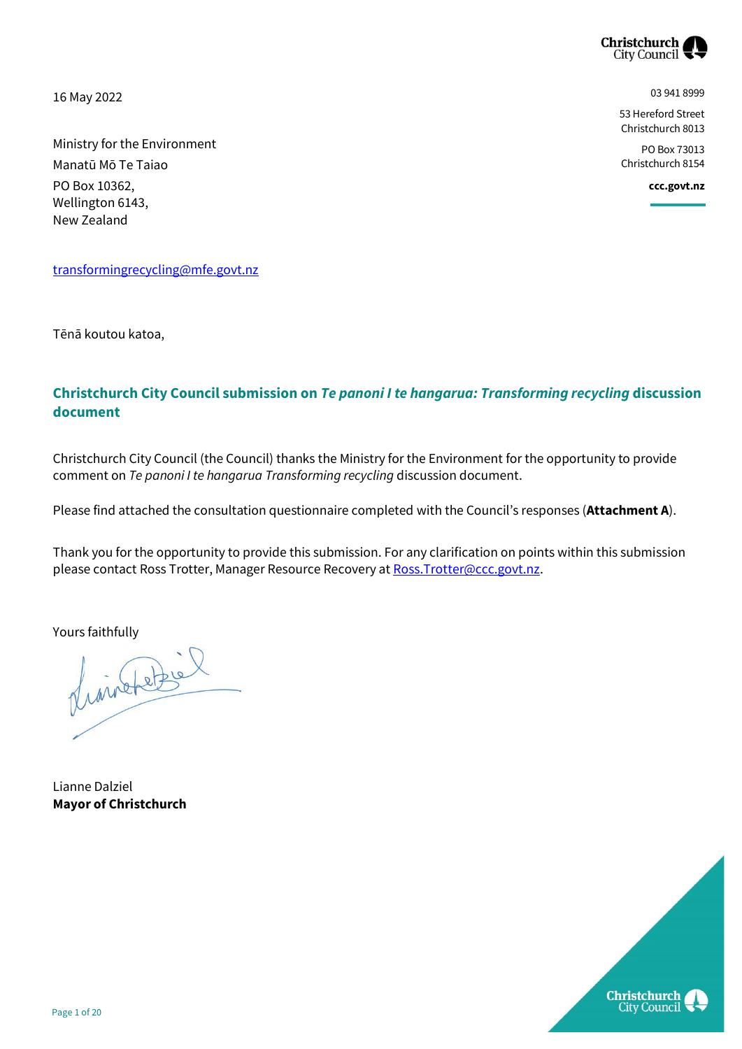16 May 2022

03 941 8999

53 Hereford Street
Christchurch 8013

PO Box 73013
Christchurch 8154

**ccc.govt.nz**

Ministry for the Environment
Manatū Mō Te Taiao
PO Box 10362,
Wellington 6143,
New Zealand

transformingrecycling@mfe.govt.nz

Tēnā koutou katoa,

## Christchurch City Council submission on *Te panoni I te hangarua: Transforming recycling* discussion document

Christchurch City Council (the Council) thanks the Ministry for the Environment for the opportunity to provide comment on *Te panoni I te hangarua Transforming recycling* discussion document.

Please find attached the consultation questionnaire completed with the Council's responses (**Attachment A**).

Thank you for the opportunity to provide this submission. For any clarification on points within this submission please contact Ross Trotter, Manager Resource Recovery at Ross.Trotter@ccc.govt.nz.

Yours faithfully

Lianne Dalziel
**Mayor of Christchurch**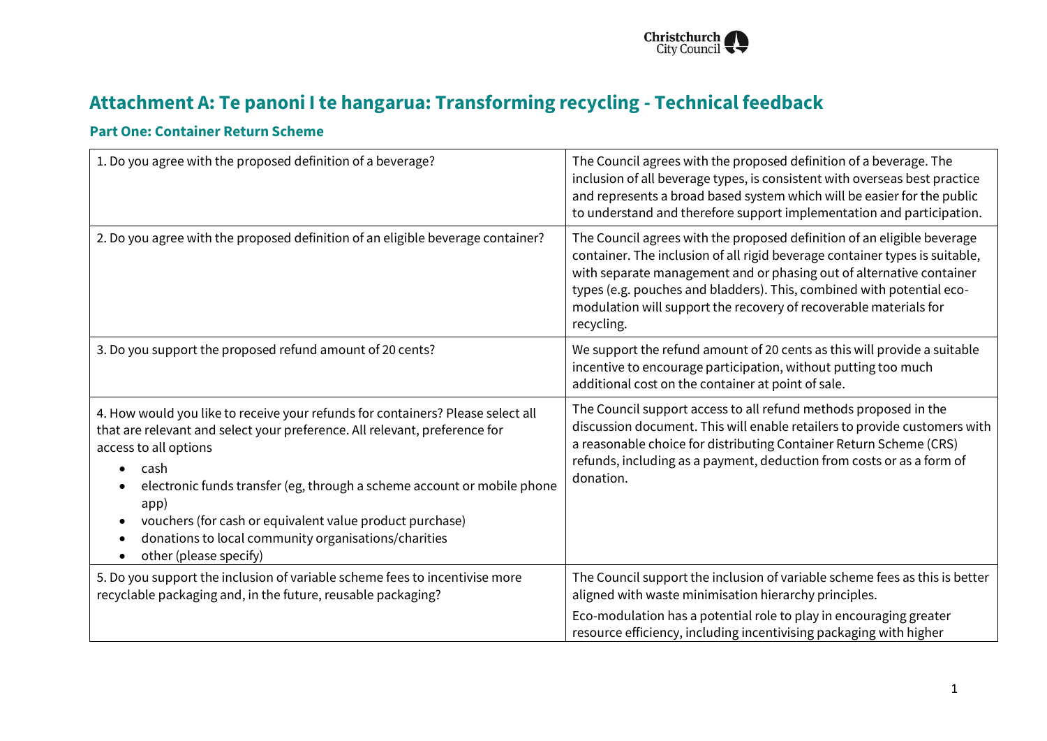# Attachment A: Te panoni I te hangarua: Transforming recycling - Technical feedback

## Part One: Container Return Scheme

| | |
|---|---|
| 1. Do you agree with the proposed definition of a beverage? | The Council agrees with the proposed definition of a beverage. The inclusion of all beverage types, is consistent with overseas best practice and represents a broad based system which will be easier for the public to understand and therefore support implementation and participation. |
| 2. Do you agree with the proposed definition of an eligible beverage container? | The Council agrees with the proposed definition of an eligible beverage container. The inclusion of all rigid beverage container types is suitable, with separate management and or phasing out of alternative container types (e.g. pouches and bladders). This, combined with potential eco-modulation will support the recovery of recoverable materials for recycling. |
| 3. Do you support the proposed refund amount of 20 cents? | We support the refund amount of 20 cents as this will provide a suitable incentive to encourage participation, without putting too much additional cost on the container at point of sale. |
| 4. How would you like to receive your refunds for containers? Please select all that are relevant and select your preference. All relevant, preference for access to all options<br>• cash<br>• electronic funds transfer (eg, through a scheme account or mobile phone app)<br>• vouchers (for cash or equivalent value product purchase)<br>• donations to local community organisations/charities<br>• other (please specify) | The Council support access to all refund methods proposed in the discussion document. This will enable retailers to provide customers with a reasonable choice for distributing Container Return Scheme (CRS) refunds, including as a payment, deduction from costs or as a form of donation. |
| 5. Do you support the inclusion of variable scheme fees to incentivise more recyclable packaging and, in the future, reusable packaging? | The Council support the inclusion of variable scheme fees as this is better aligned with waste minimisation hierarchy principles.<br>Eco-modulation has a potential role to play in encouraging greater resource efficiency, including incentivising packaging with higher |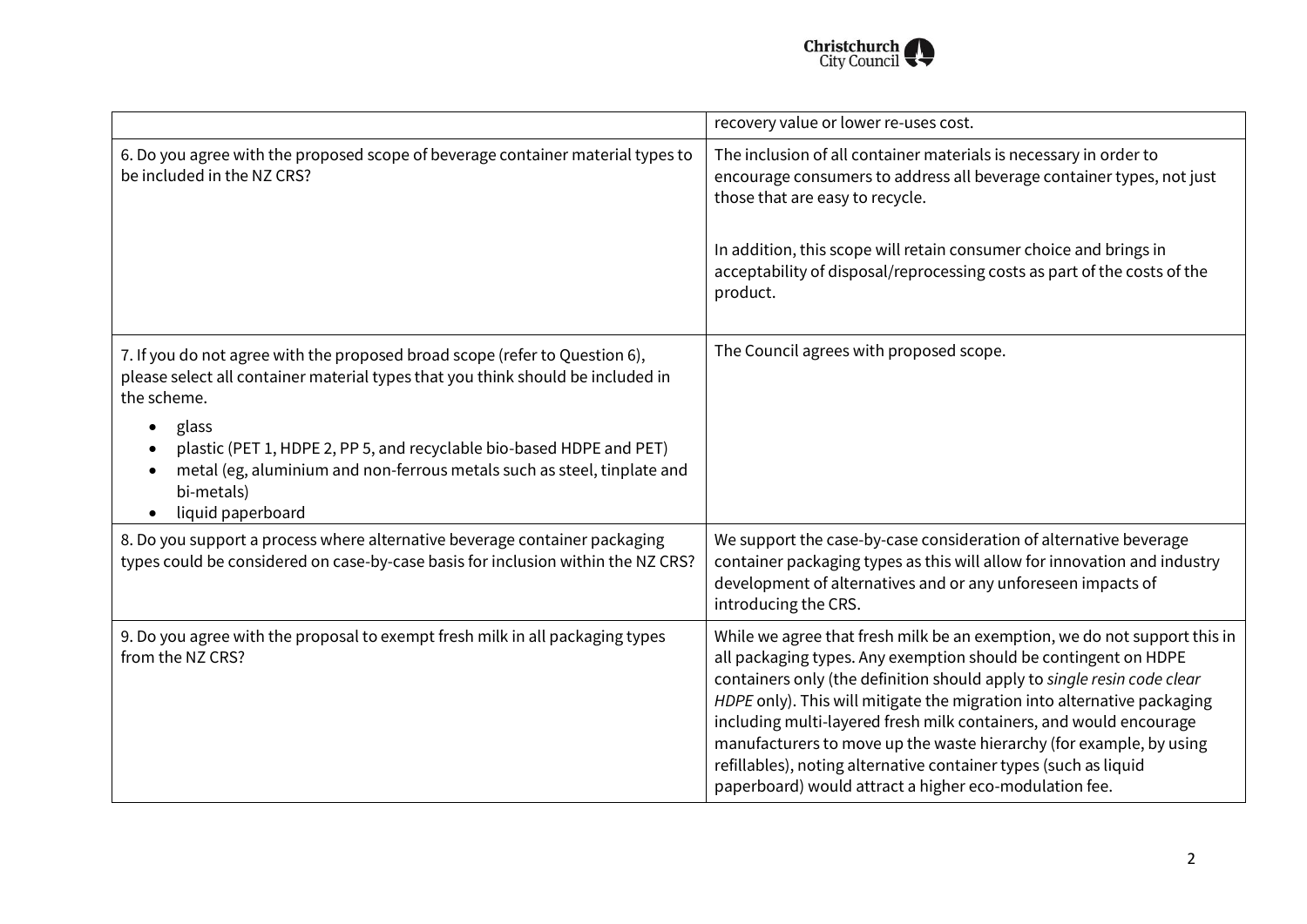| | |
|---|---|
| | recovery value or lower re-uses cost. |
| 6. Do you agree with the proposed scope of beverage container material types to be included in the NZ CRS? | The inclusion of all container materials is necessary in order to encourage consumers to address all beverage container types, not just those that are easy to recycle.<br><br>In addition, this scope will retain consumer choice and brings in acceptability of disposal/reprocessing costs as part of the costs of the product. |
| 7. If you do not agree with the proposed broad scope (refer to Question 6), please select all container material types that you think should be included in the scheme.<br><br>• glass<br>• plastic (PET 1, HDPE 2, PP 5, and recyclable bio-based HDPE and PET)<br>• metal (eg, aluminium and non-ferrous metals such as steel, tinplate and bi-metals)<br>• liquid paperboard | The Council agrees with proposed scope. |
| 8. Do you support a process where alternative beverage container packaging types could be considered on case-by-case basis for inclusion within the NZ CRS? | We support the case-by-case consideration of alternative beverage container packaging types as this will allow for innovation and industry development of alternatives and or any unforeseen impacts of introducing the CRS. |
| 9. Do you agree with the proposal to exempt fresh milk in all packaging types from the NZ CRS? | While we agree that fresh milk be an exemption, we do not support this in all packaging types. Any exemption should be contingent on HDPE containers only (the definition should apply to *single resin code clear HDPE* only). This will mitigate the migration into alternative packaging including multi-layered fresh milk containers, and would encourage manufacturers to move up the waste hierarchy (for example, by using refillables), noting alternative container types (such as liquid paperboard) would attract a higher eco-modulation fee. |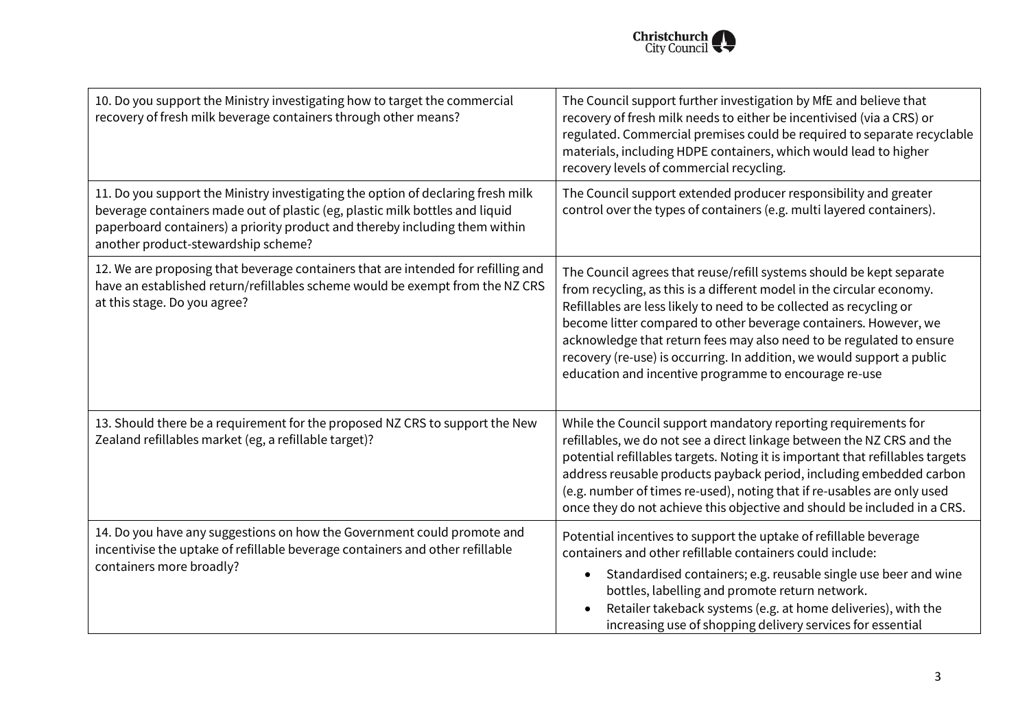| | |
|---|---|
| 10. Do you support the Ministry investigating how to target the commercial recovery of fresh milk beverage containers through other means? | The Council support further investigation by MfE and believe that recovery of fresh milk needs to either be incentivised (via a CRS) or regulated. Commercial premises could be required to separate recyclable materials, including HDPE containers, which would lead to higher recovery levels of commercial recycling. |
| 11. Do you support the Ministry investigating the option of declaring fresh milk beverage containers made out of plastic (eg, plastic milk bottles and liquid paperboard containers) a priority product and thereby including them within another product-stewardship scheme? | The Council support extended producer responsibility and greater control over the types of containers (e.g. multi layered containers). |
| 12. We are proposing that beverage containers that are intended for refilling and have an established return/refillables scheme would be exempt from the NZ CRS at this stage. Do you agree? | The Council agrees that reuse/refill systems should be kept separate from recycling, as this is a different model in the circular economy. Refillables are less likely to need to be collected as recycling or become litter compared to other beverage containers. However, we acknowledge that return fees may also need to be regulated to ensure recovery (re-use) is occurring. In addition, we would support a public education and incentive programme to encourage re-use |
| 13. Should there be a requirement for the proposed NZ CRS to support the New Zealand refillables market (eg, a refillable target)? | While the Council support mandatory reporting requirements for refillables, we do not see a direct linkage between the NZ CRS and the potential refillables targets. Noting it is important that refillables targets address reusable products payback period, including embedded carbon (e.g. number of times re-used), noting that if re-usables are only used once they do not achieve this objective and should be included in a CRS. |
| 14. Do you have any suggestions on how the Government could promote and incentivise the uptake of refillable beverage containers and other refillable containers more broadly? | Potential incentives to support the uptake of refillable beverage containers and other refillable containers could include:<br>• Standardised containers; e.g. reusable single use beer and wine bottles, labelling and promote return network.<br>• Retailer takeback systems (e.g. at home deliveries), with the increasing use of shopping delivery services for essential |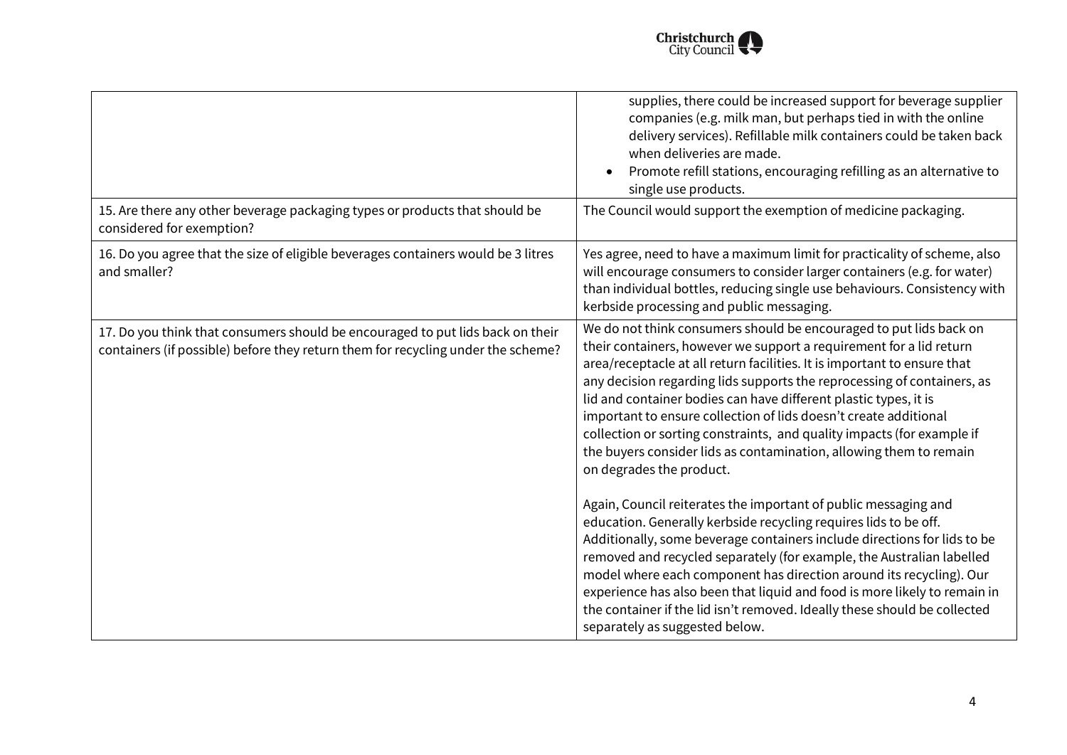| | |
|---|---|
| | supplies, there could be increased support for beverage supplier companies (e.g. milk man, but perhaps tied in with the online delivery services). Refillable milk containers could be taken back when deliveries are made.<br>• Promote refill stations, encouraging refilling as an alternative to single use products. |
| 15. Are there any other beverage packaging types or products that should be considered for exemption? | The Council would support the exemption of medicine packaging. |
| 16. Do you agree that the size of eligible beverages containers would be 3 litres and smaller? | Yes agree, need to have a maximum limit for practicality of scheme, also will encourage consumers to consider larger containers (e.g. for water) than individual bottles, reducing single use behaviours. Consistency with kerbside processing and public messaging. |
| 17. Do you think that consumers should be encouraged to put lids back on their containers (if possible) before they return them for recycling under the scheme? | We do not think consumers should be encouraged to put lids back on their containers, however we support a requirement for a lid return area/receptacle at all return facilities. It is important to ensure that any decision regarding lids supports the reprocessing of containers, as lid and container bodies can have different plastic types, it is important to ensure collection of lids doesn't create additional collection or sorting constraints, and quality impacts (for example if the buyers consider lids as contamination, allowing them to remain on degrades the product.<br><br>Again, Council reiterates the important of public messaging and education. Generally kerbside recycling requires lids to be off. Additionally, some beverage containers include directions for lids to be removed and recycled separately (for example, the Australian labelled model where each component has direction around its recycling). Our experience has also been that liquid and food is more likely to remain in the container if the lid isn't removed. Ideally these should be collected separately as suggested below. |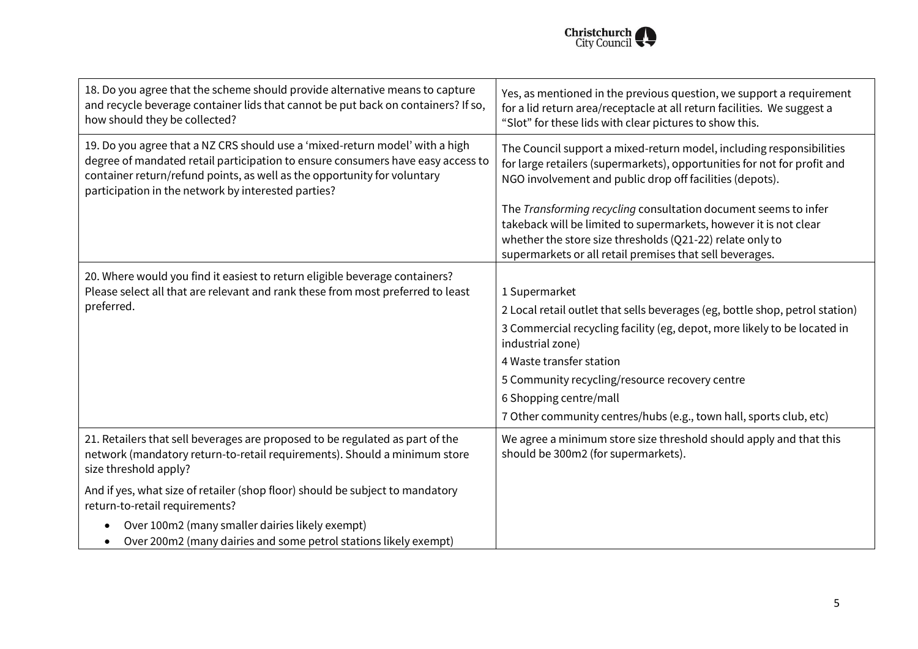| | |
|---|---|
| 18. Do you agree that the scheme should provide alternative means to capture and recycle beverage container lids that cannot be put back on containers? If so, how should they be collected? | Yes, as mentioned in the previous question, we support a requirement for a lid return area/receptacle at all return facilities. We suggest a "Slot" for these lids with clear pictures to show this. |
| 19. Do you agree that a NZ CRS should use a 'mixed-return model' with a high degree of mandated retail participation to ensure consumers have easy access to container return/refund points, as well as the opportunity for voluntary participation in the network by interested parties? | The Council support a mixed-return model, including responsibilities for large retailers (supermarkets), opportunities for not for profit and NGO involvement and public drop off facilities (depots).<br><br>The *Transforming recycling* consultation document seems to infer takeback will be limited to supermarkets, however it is not clear whether the store size thresholds (Q21-22) relate only to supermarkets or all retail premises that sell beverages. |
| 20. Where would you find it easiest to return eligible beverage containers? Please select all that are relevant and rank these from most preferred to least preferred. | 1 Supermarket<br>2 Local retail outlet that sells beverages (eg, bottle shop, petrol station)<br>3 Commercial recycling facility (eg, depot, more likely to be located in industrial zone)<br>4 Waste transfer station<br>5 Community recycling/resource recovery centre<br>6 Shopping centre/mall<br>7 Other community centres/hubs (e.g., town hall, sports club, etc) |
| 21. Retailers that sell beverages are proposed to be regulated as part of the network (mandatory return-to-retail requirements). Should a minimum store size threshold apply?<br><br>And if yes, what size of retailer (shop floor) should be subject to mandatory return-to-retail requirements?<br><br>• Over 100m2 (many smaller dairies likely exempt)<br>• Over 200m2 (many dairies and some petrol stations likely exempt) | We agree a minimum store size threshold should apply and that this should be 300m2 (for supermarkets). |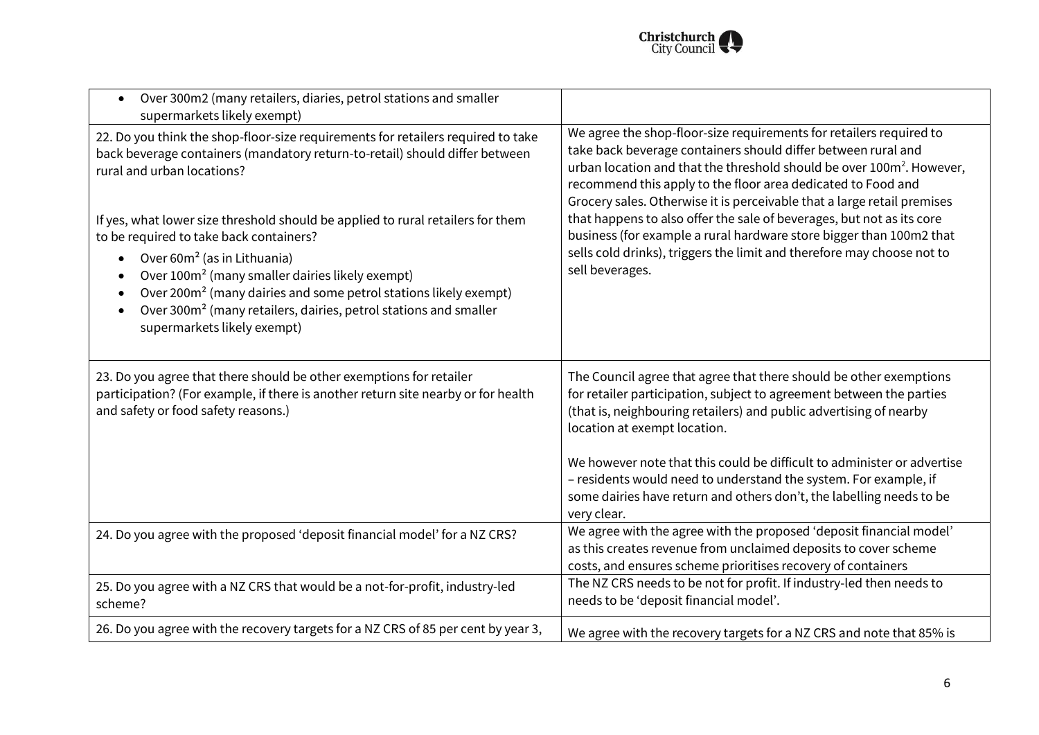| | |
|---|---|
| • Over 300m2 (many retailers, diaries, petrol stations and smaller supermarkets likely exempt) | |
| 22. Do you think the shop-floor-size requirements for retailers required to take back beverage containers (mandatory return-to-retail) should differ between rural and urban locations?<br><br>If yes, what lower size threshold should be applied to rural retailers for them to be required to take back containers?<br>• Over 60m² (as in Lithuania)<br>• Over 100m² (many smaller dairies likely exempt)<br>• Over 200m² (many dairies and some petrol stations likely exempt)<br>• Over 300m² (many retailers, dairies, petrol stations and smaller supermarkets likely exempt) | We agree the shop-floor-size requirements for retailers required to take back beverage containers should differ between rural and urban location and that the threshold should be over 100m². However, recommend this apply to the floor area dedicated to Food and Grocery sales. Otherwise it is perceivable that a large retail premises that happens to also offer the sale of beverages, but not as its core business (for example a rural hardware store bigger than 100m2 that sells cold drinks), triggers the limit and therefore may choose not to sell beverages. |
| 23. Do you agree that there should be other exemptions for retailer participation? (For example, if there is another return site nearby or for health and safety or food safety reasons.) | The Council agree that agree that there should be other exemptions for retailer participation, subject to agreement between the parties (that is, neighbouring retailers) and public advertising of nearby location at exempt location.<br><br>We however note that this could be difficult to administer or advertise – residents would need to understand the system. For example, if some dairies have return and others don't, the labelling needs to be very clear. |
| 24. Do you agree with the proposed 'deposit financial model' for a NZ CRS? | We agree with the agree with the proposed 'deposit financial model' as this creates revenue from unclaimed deposits to cover scheme costs, and ensures scheme prioritises recovery of containers |
| 25. Do you agree with a NZ CRS that would be a not-for-profit, industry-led scheme? | The NZ CRS needs to be not for profit. If industry-led then needs to needs to be 'deposit financial model'. |
| 26. Do you agree with the recovery targets for a NZ CRS of 85 per cent by year 3, | We agree with the recovery targets for a NZ CRS and note that 85% is |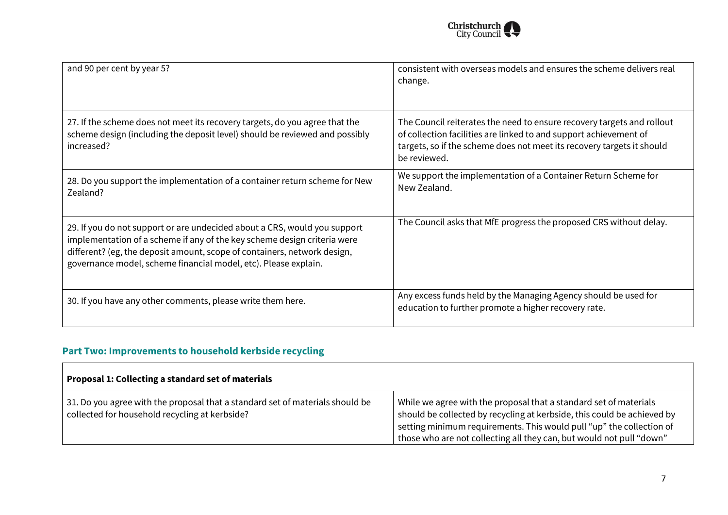| | |
|---|---|
| and 90 per cent by year 5? | consistent with overseas models and ensures the scheme delivers real change. |
| 27. If the scheme does not meet its recovery targets, do you agree that the scheme design (including the deposit level) should be reviewed and possibly increased? | The Council reiterates the need to ensure recovery targets and rollout of collection facilities are linked to and support achievement of targets, so if the scheme does not meet its recovery targets it should be reviewed. |
| 28. Do you support the implementation of a container return scheme for New Zealand? | We support the implementation of a Container Return Scheme for New Zealand. |
| 29. If you do not support or are undecided about a CRS, would you support implementation of a scheme if any of the key scheme design criteria were different? (eg, the deposit amount, scope of containers, network design, governance model, scheme financial model, etc). Please explain. | The Council asks that MfE progress the proposed CRS without delay. |
| 30. If you have any other comments, please write them here. | Any excess funds held by the Managing Agency should be used for education to further promote a higher recovery rate. |

## Part Two: Improvements to household kerbside recycling

| **Proposal 1: Collecting a standard set of materials** | |
|---|---|
| 31. Do you agree with the proposal that a standard set of materials should be collected for household recycling at kerbside? | While we agree with the proposal that a standard set of materials should be collected by recycling at kerbside, this could be achieved by setting minimum requirements. This would pull "up" the collection of those who are not collecting all they can, but would not pull "down" |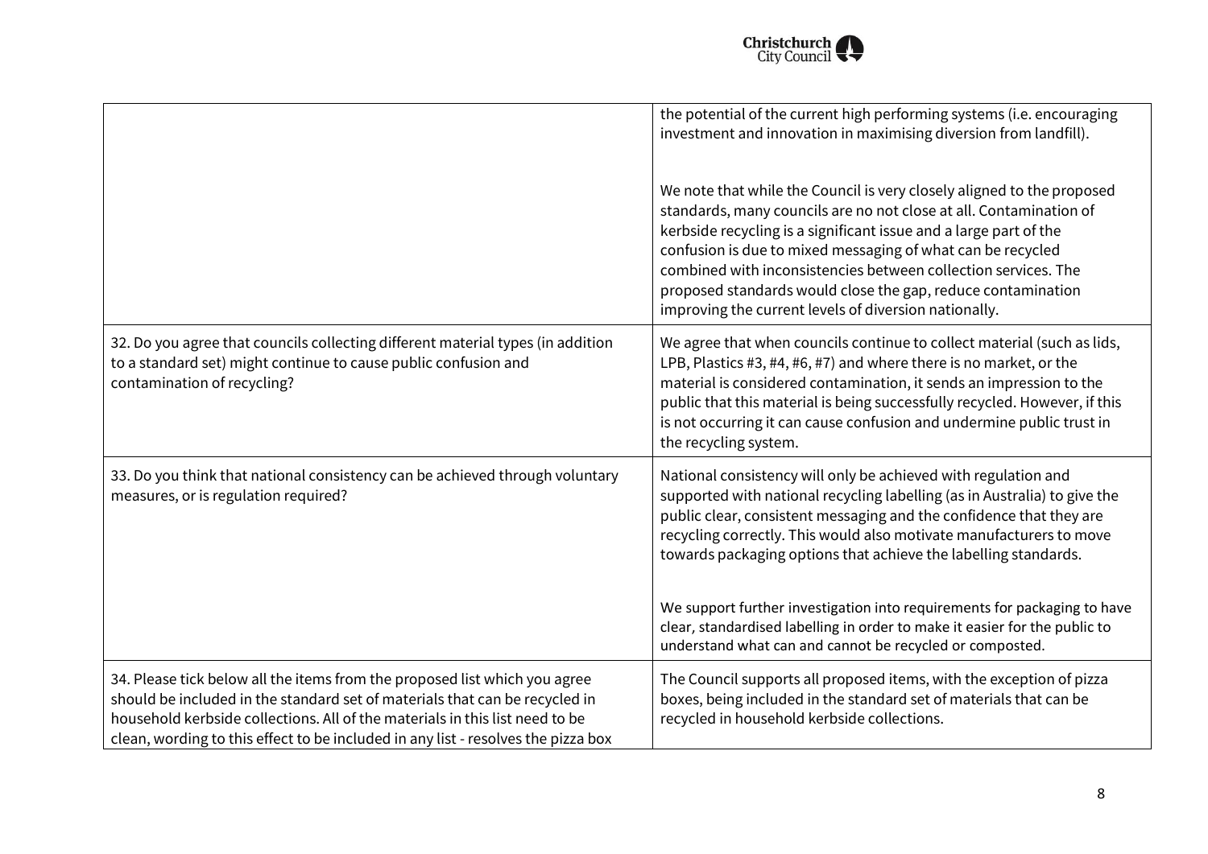| | |
|---|---|
| | the potential of the current high performing systems (i.e. encouraging investment and innovation in maximising diversion from landfill).<br><br>We note that while the Council is very closely aligned to the proposed standards, many councils are no not close at all. Contamination of kerbside recycling is a significant issue and a large part of the confusion is due to mixed messaging of what can be recycled combined with inconsistencies between collection services. The proposed standards would close the gap, reduce contamination improving the current levels of diversion nationally. |
| 32. Do you agree that councils collecting different material types (in addition to a standard set) might continue to cause public confusion and contamination of recycling? | We agree that when councils continue to collect material (such as lids, LPB, Plastics #3, #4, #6, #7) and where there is no market, or the material is considered contamination, it sends an impression to the public that this material is being successfully recycled. However, if this is not occurring it can cause confusion and undermine public trust in the recycling system. |
| 33. Do you think that national consistency can be achieved through voluntary measures, or is regulation required? | National consistency will only be achieved with regulation and supported with national recycling labelling (as in Australia) to give the public clear, consistent messaging and the confidence that they are recycling correctly. This would also motivate manufacturers to move towards packaging options that achieve the labelling standards.<br><br>We support further investigation into requirements for packaging to have clear, standardised labelling in order to make it easier for the public to understand what can and cannot be recycled or composted. |
| 34. Please tick below all the items from the proposed list which you agree should be included in the standard set of materials that can be recycled in household kerbside collections. All of the materials in this list need to be clean, wording to this effect to be included in any list - resolves the pizza box | The Council supports all proposed items, with the exception of pizza boxes, being included in the standard set of materials that can be recycled in household kerbside collections. |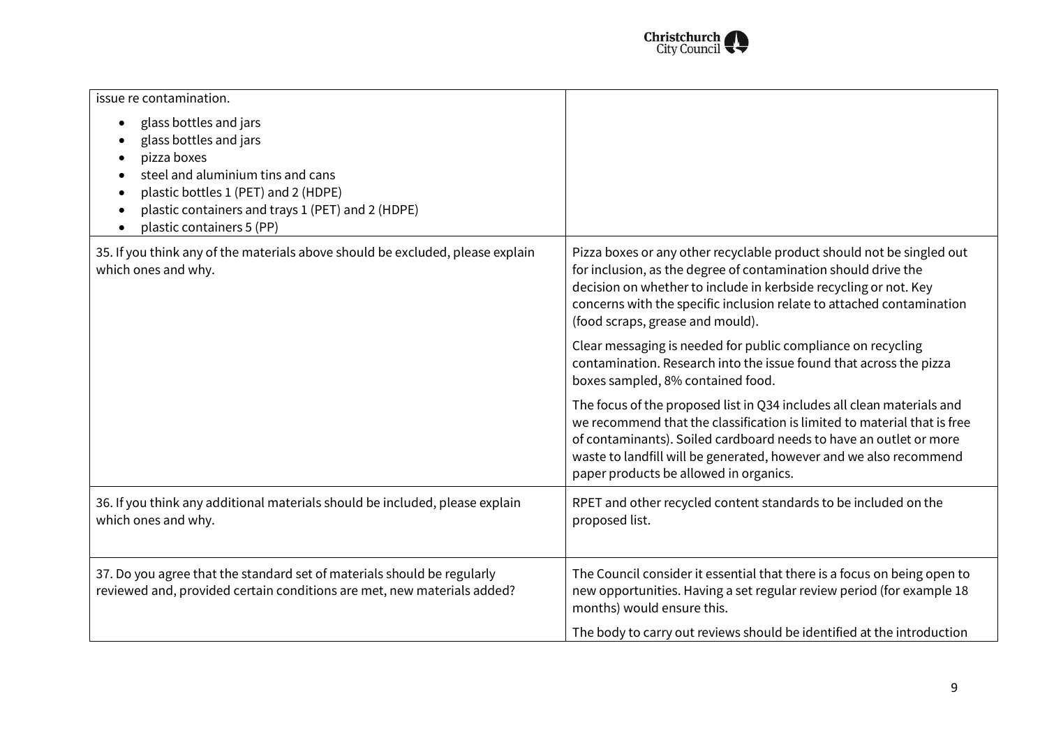| | |
|---|---|
| issue re contamination.<br><br>• glass bottles and jars<br>• glass bottles and jars<br>• pizza boxes<br>• steel and aluminium tins and cans<br>• plastic bottles 1 (PET) and 2 (HDPE)<br>• plastic containers and trays 1 (PET) and 2 (HDPE)<br>• plastic containers 5 (PP) | |
| 35. If you think any of the materials above should be excluded, please explain which ones and why. | Pizza boxes or any other recyclable product should not be singled out for inclusion, as the degree of contamination should drive the decision on whether to include in kerbside recycling or not. Key concerns with the specific inclusion relate to attached contamination (food scraps, grease and mould).<br><br>Clear messaging is needed for public compliance on recycling contamination. Research into the issue found that across the pizza boxes sampled, 8% contained food.<br><br>The focus of the proposed list in Q34 includes all clean materials and we recommend that the classification is limited to material that is free of contaminants). Soiled cardboard needs to have an outlet or more waste to landfill will be generated, however and we also recommend paper products be allowed in organics. |
| 36. If you think any additional materials should be included, please explain which ones and why. | RPET and other recycled content standards to be included on the proposed list. |
| 37. Do you agree that the standard set of materials should be regularly reviewed and, provided certain conditions are met, new materials added? | The Council consider it essential that there is a focus on being open to new opportunities. Having a set regular review period (for example 18 months) would ensure this.<br><br>The body to carry out reviews should be identified at the introduction |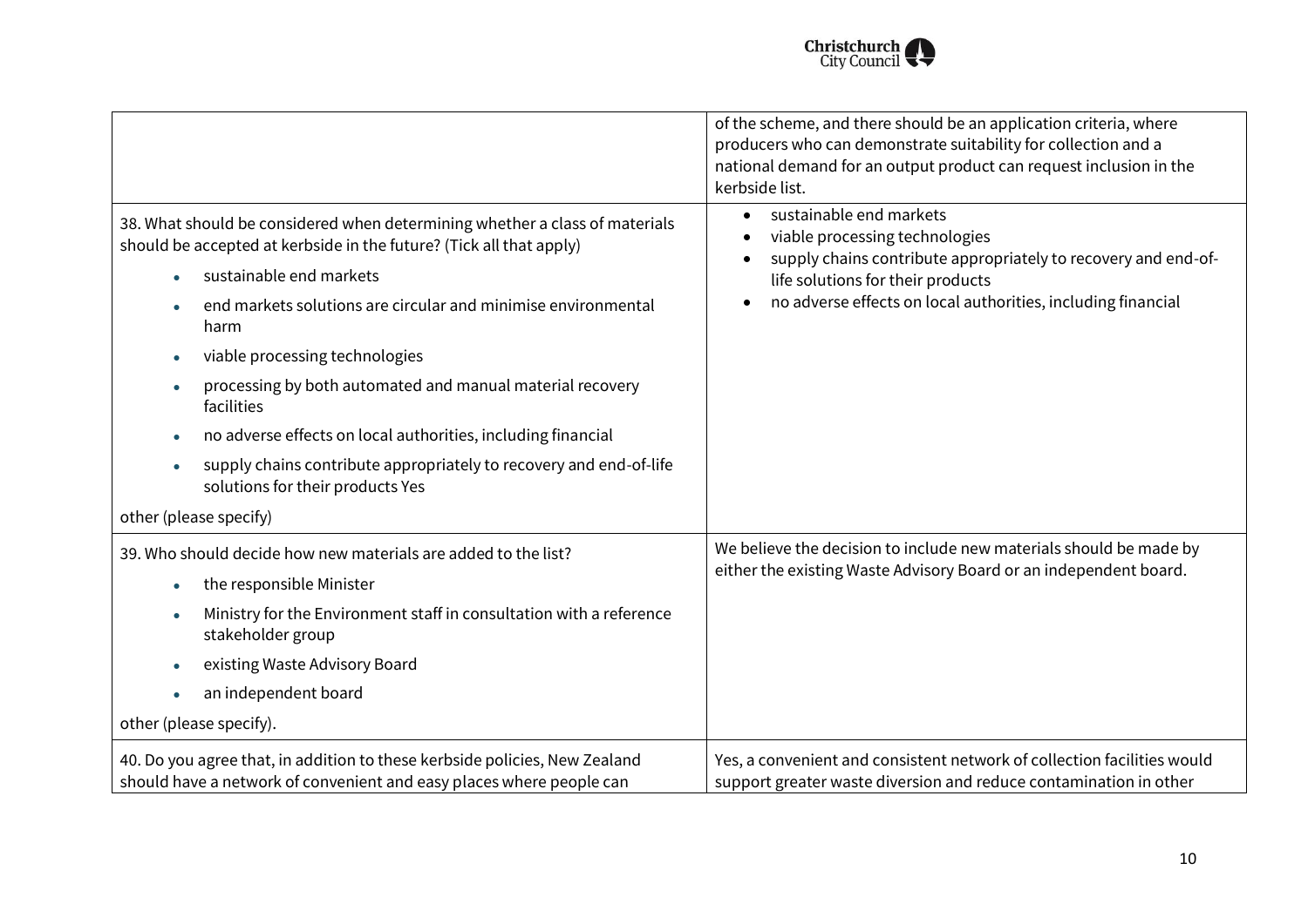| | |
|---|---|
| | of the scheme, and there should be an application criteria, where producers who can demonstrate suitability for collection and a national demand for an output product can request inclusion in the kerbside list. |
| 38. What should be considered when determining whether a class of materials should be accepted at kerbside in the future? (Tick all that apply)<br>• sustainable end markets<br>• end markets solutions are circular and minimise environmental harm<br>• viable processing technologies<br>• processing by both automated and manual material recovery facilities<br>• no adverse effects on local authorities, including financial<br>• supply chains contribute appropriately to recovery and end-of-life solutions for their products Yes<br>other (please specify) | • sustainable end markets<br>• viable processing technologies<br>• supply chains contribute appropriately to recovery and end-of-life solutions for their products<br>• no adverse effects on local authorities, including financial |
| 39. Who should decide how new materials are added to the list?<br>• the responsible Minister<br>• Ministry for the Environment staff in consultation with a reference stakeholder group<br>• existing Waste Advisory Board<br>• an independent board<br>other (please specify). | We believe the decision to include new materials should be made by either the existing Waste Advisory Board or an independent board. |
| 40. Do you agree that, in addition to these kerbside policies, New Zealand should have a network of convenient and easy places where people can | Yes, a convenient and consistent network of collection facilities would support greater waste diversion and reduce contamination in other |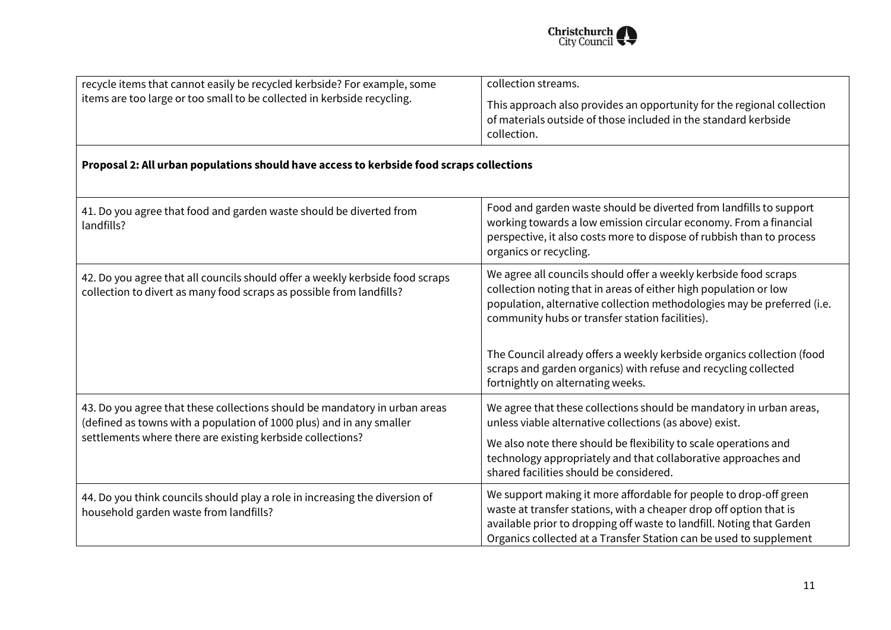| | |
|---|---|
| recycle items that cannot easily be recycled kerbside? For example, some items are too large or too small to be collected in kerbside recycling. | collection streams.<br><br>This approach also provides an opportunity for the regional collection of materials outside of those included in the standard kerbside collection. |
| **Proposal 2: All urban populations should have access to kerbside food scraps collections** | |
| 41. Do you agree that food and garden waste should be diverted from landfills? | Food and garden waste should be diverted from landfills to support working towards a low emission circular economy. From a financial perspective, it also costs more to dispose of rubbish than to process organics or recycling. |
| 42. Do you agree that all councils should offer a weekly kerbside food scraps collection to divert as many food scraps as possible from landfills? | We agree all councils should offer a weekly kerbside food scraps collection noting that in areas of either high population or low population, alternative collection methodologies may be preferred (i.e. community hubs or transfer station facilities).<br><br>The Council already offers a weekly kerbside organics collection (food scraps and garden organics) with refuse and recycling collected fortnightly on alternating weeks. |
| 43. Do you agree that these collections should be mandatory in urban areas (defined as towns with a population of 1000 plus) and in any smaller settlements where there are existing kerbside collections? | We agree that these collections should be mandatory in urban areas, unless viable alternative collections (as above) exist.<br><br>We also note there should be flexibility to scale operations and technology appropriately and that collaborative approaches and shared facilities should be considered. |
| 44. Do you think councils should play a role in increasing the diversion of household garden waste from landfills? | We support making it more affordable for people to drop-off green waste at transfer stations, with a cheaper drop off option that is available prior to dropping off waste to landfill. Noting that Garden Organics collected at a Transfer Station can be used to supplement |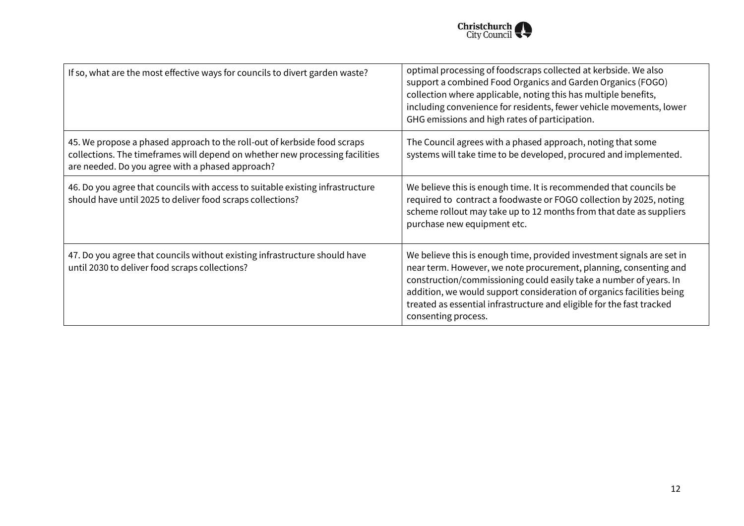| | |
|---|---|
| If so, what are the most effective ways for councils to divert garden waste? | optimal processing of foodscraps collected at kerbside. We also support a combined Food Organics and Garden Organics (FOGO) collection where applicable, noting this has multiple benefits, including convenience for residents, fewer vehicle movements, lower GHG emissions and high rates of participation. |
| 45. We propose a phased approach to the roll-out of kerbside food scraps collections. The timeframes will depend on whether new processing facilities are needed. Do you agree with a phased approach? | The Council agrees with a phased approach, noting that some systems will take time to be developed, procured and implemented. |
| 46. Do you agree that councils with access to suitable existing infrastructure should have until 2025 to deliver food scraps collections? | We believe this is enough time. It is recommended that councils be required to contract a foodwaste or FOGO collection by 2025, noting scheme rollout may take up to 12 months from that date as suppliers purchase new equipment etc. |
| 47. Do you agree that councils without existing infrastructure should have until 2030 to deliver food scraps collections? | We believe this is enough time, provided investment signals are set in near term. However, we note procurement, planning, consenting and construction/commissioning could easily take a number of years. In addition, we would support consideration of organics facilities being treated as essential infrastructure and eligible for the fast tracked consenting process. |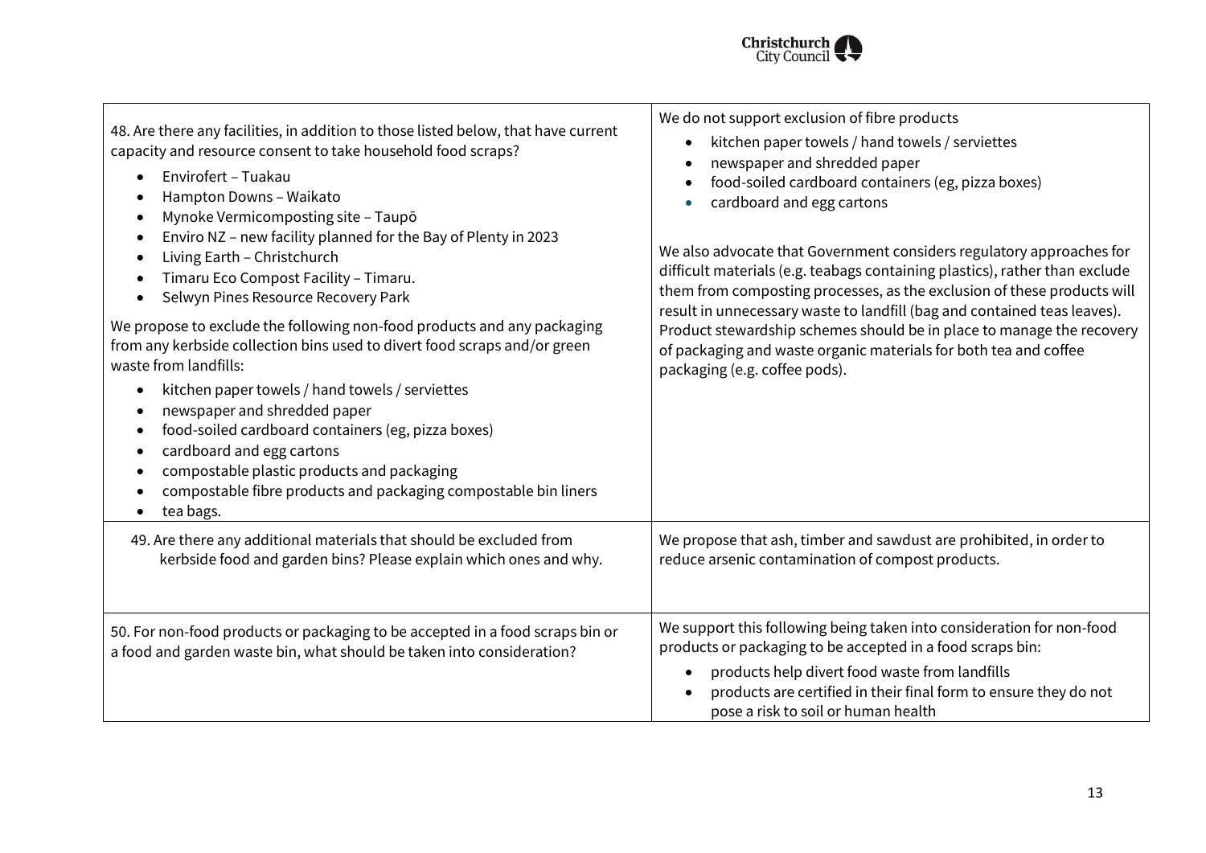| | |
|---|---|
| 48. Are there any facilities, in addition to those listed below, that have current capacity and resource consent to take household food scraps?<br>• Envirofert – Tuakau<br>• Hampton Downs – Waikato<br>• Mynoke Vermicomposting site – Taupō<br>• Enviro NZ – new facility planned for the Bay of Plenty in 2023<br>• Living Earth – Christchurch<br>• Timaru Eco Compost Facility – Timaru.<br>• Selwyn Pines Resource Recovery Park<br><br>We propose to exclude the following non-food products and any packaging from any kerbside collection bins used to divert food scraps and/or green waste from landfills:<br>• kitchen paper towels / hand towels / serviettes<br>• newspaper and shredded paper<br>• food-soiled cardboard containers (eg, pizza boxes)<br>• cardboard and egg cartons<br>• compostable plastic products and packaging<br>• compostable fibre products and packaging compostable bin liners<br>• tea bags. | We do not support exclusion of fibre products<br>• kitchen paper towels / hand towels / serviettes<br>• newspaper and shredded paper<br>• food-soiled cardboard containers (eg, pizza boxes)<br>• cardboard and egg cartons<br><br>We also advocate that Government considers regulatory approaches for difficult materials (e.g. teabags containing plastics), rather than exclude them from composting processes, as the exclusion of these products will result in unnecessary waste to landfill (bag and contained teas leaves). Product stewardship schemes should be in place to manage the recovery of packaging and waste organic materials for both tea and coffee packaging (e.g. coffee pods). |
| 49. Are there any additional materials that should be excluded from kerbside food and garden bins? Please explain which ones and why. | We propose that ash, timber and sawdust are prohibited, in order to reduce arsenic contamination of compost products. |
| 50. For non-food products or packaging to be accepted in a food scraps bin or a food and garden waste bin, what should be taken into consideration? | We support this following being taken into consideration for non-food products or packaging to be accepted in a food scraps bin:<br>• products help divert food waste from landfills<br>• products are certified in their final form to ensure they do not pose a risk to soil or human health |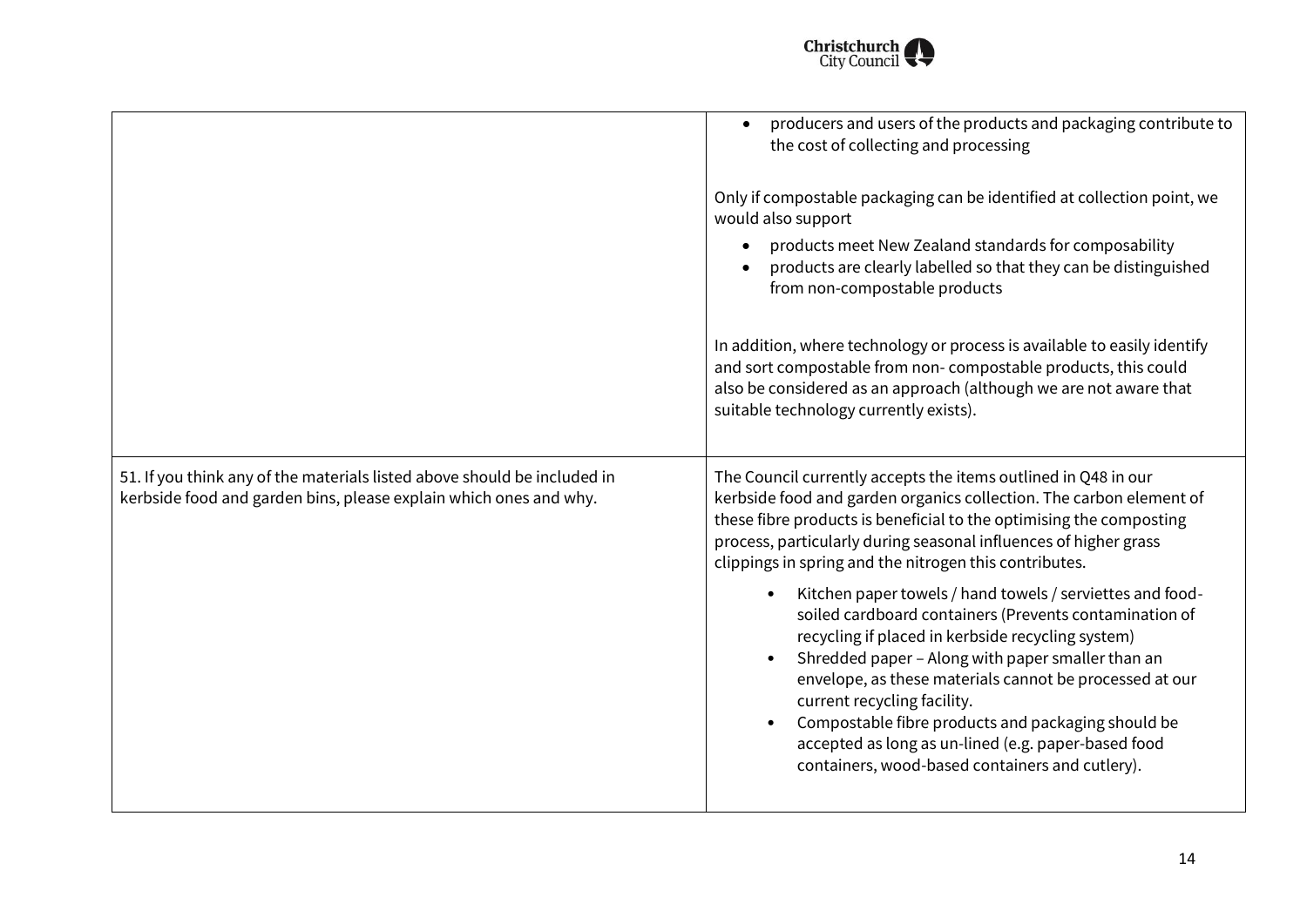| | |
|---|---|
| | • producers and users of the products and packaging contribute to the cost of collecting and processing<br><br>Only if compostable packaging can be identified at collection point, we would also support<br>• products meet New Zealand standards for composability<br>• products are clearly labelled so that they can be distinguished from non-compostable products<br><br>In addition, where technology or process is available to easily identify and sort compostable from non- compostable products, this could also be considered as an approach (although we are not aware that suitable technology currently exists). |
| 51. If you think any of the materials listed above should be included in kerbside food and garden bins, please explain which ones and why. | The Council currently accepts the items outlined in Q48 in our kerbside food and garden organics collection. The carbon element of these fibre products is beneficial to the optimising the composting process, particularly during seasonal influences of higher grass clippings in spring and the nitrogen this contributes.<br>• Kitchen paper towels / hand towels / serviettes and food-soiled cardboard containers (Prevents contamination of recycling if placed in kerbside recycling system)<br>• Shredded paper – Along with paper smaller than an envelope, as these materials cannot be processed at our current recycling facility.<br>• Compostable fibre products and packaging should be accepted as long as un-lined (e.g. paper-based food containers, wood-based containers and cutlery). |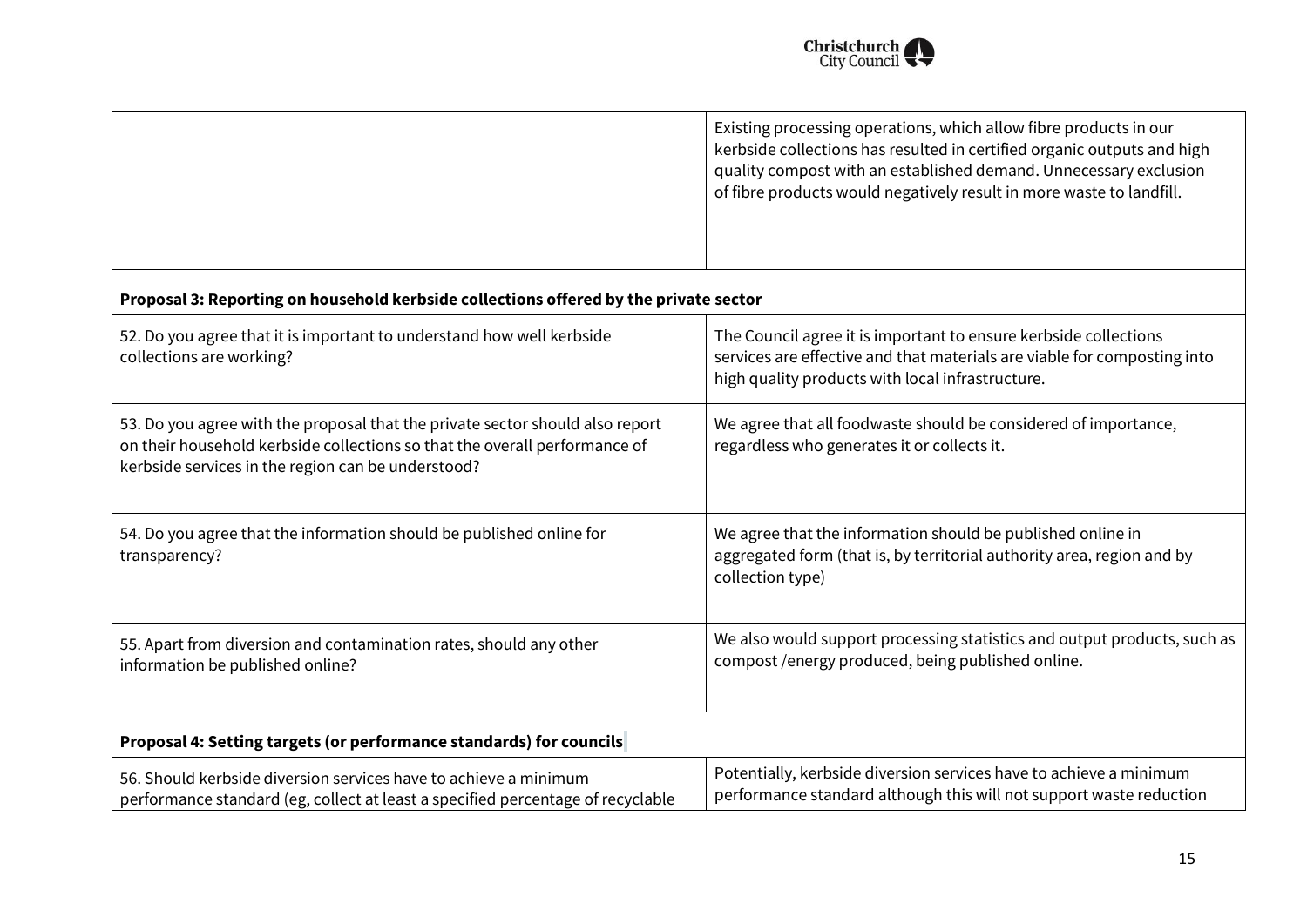| | |
|---|---|
| | Existing processing operations, which allow fibre products in our kerbside collections has resulted in certified organic outputs and high quality compost with an established demand. Unnecessary exclusion of fibre products would negatively result in more waste to landfill. |
| **Proposal 3: Reporting on household kerbside collections offered by the private sector** | |
| 52. Do you agree that it is important to understand how well kerbside collections are working? | The Council agree it is important to ensure kerbside collections services are effective and that materials are viable for composting into high quality products with local infrastructure. |
| 53. Do you agree with the proposal that the private sector should also report on their household kerbside collections so that the overall performance of kerbside services in the region can be understood? | We agree that all foodwaste should be considered of importance, regardless who generates it or collects it. |
| 54. Do you agree that the information should be published online for transparency? | We agree that the information should be published online in aggregated form (that is, by territorial authority area, region and by collection type) |
| 55. Apart from diversion and contamination rates, should any other information be published online? | We also would support processing statistics and output products, such as compost /energy produced, being published online. |
| **Proposal 4: Setting targets (or performance standards) for councils** | |
| 56. Should kerbside diversion services have to achieve a minimum performance standard (eg, collect at least a specified percentage of recyclable | Potentially, kerbside diversion services have to achieve a minimum performance standard although this will not support waste reduction |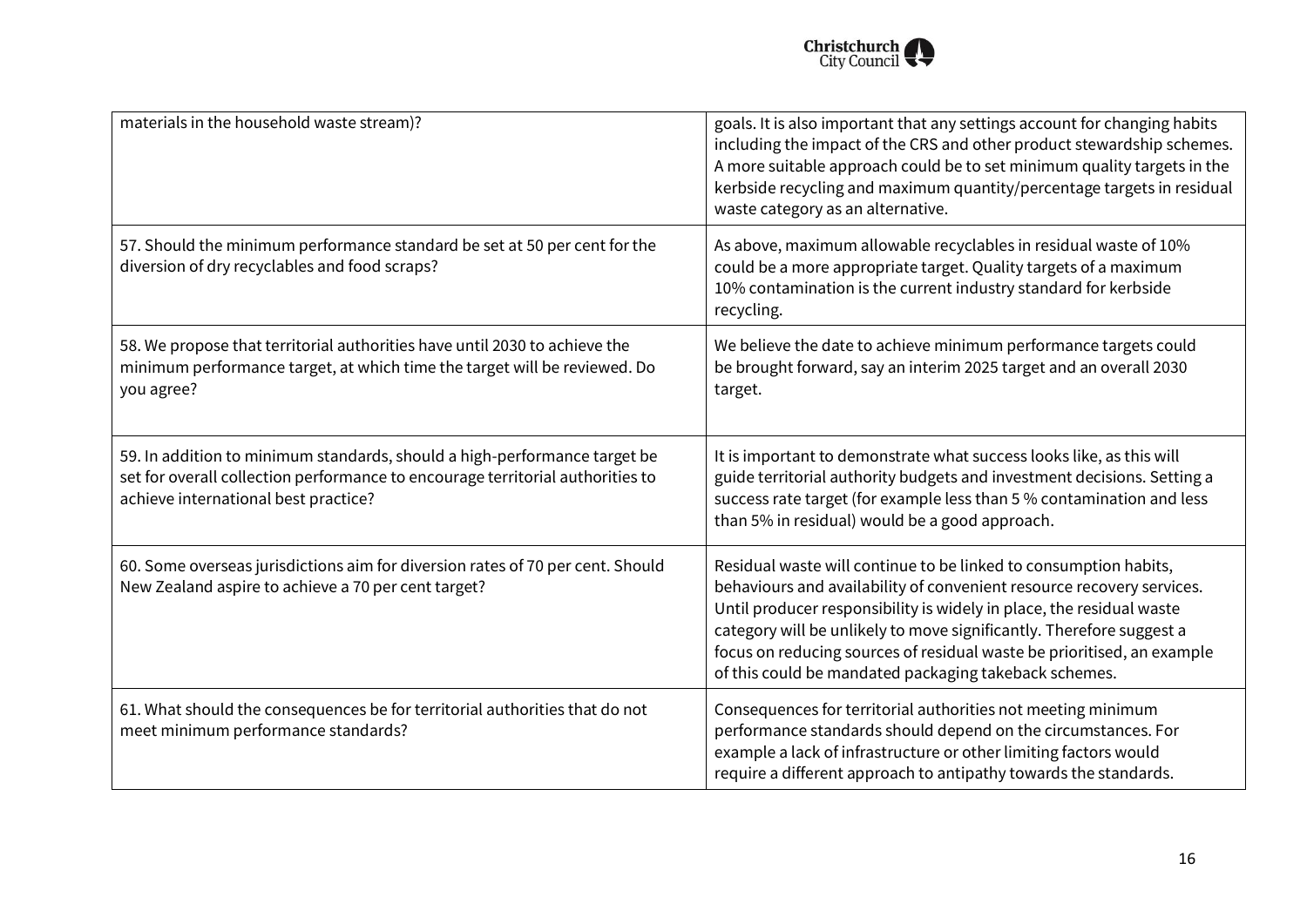| | |
|---|---|
| materials in the household waste stream)? | goals. It is also important that any settings account for changing habits including the impact of the CRS and other product stewardship schemes. A more suitable approach could be to set minimum quality targets in the kerbside recycling and maximum quantity/percentage targets in residual waste category as an alternative. |
| 57. Should the minimum performance standard be set at 50 per cent for the diversion of dry recyclables and food scraps? | As above, maximum allowable recyclables in residual waste of 10% could be a more appropriate target. Quality targets of a maximum 10% contamination is the current industry standard for kerbside recycling. |
| 58. We propose that territorial authorities have until 2030 to achieve the minimum performance target, at which time the target will be reviewed. Do you agree? | We believe the date to achieve minimum performance targets could be brought forward, say an interim 2025 target and an overall 2030 target. |
| 59. In addition to minimum standards, should a high-performance target be set for overall collection performance to encourage territorial authorities to achieve international best practice? | It is important to demonstrate what success looks like, as this will guide territorial authority budgets and investment decisions. Setting a success rate target (for example less than 5 % contamination and less than 5% in residual) would be a good approach. |
| 60. Some overseas jurisdictions aim for diversion rates of 70 per cent. Should New Zealand aspire to achieve a 70 per cent target? | Residual waste will continue to be linked to consumption habits, behaviours and availability of convenient resource recovery services. Until producer responsibility is widely in place, the residual waste category will be unlikely to move significantly. Therefore suggest a focus on reducing sources of residual waste be prioritised, an example of this could be mandated packaging takeback schemes. |
| 61. What should the consequences be for territorial authorities that do not meet minimum performance standards? | Consequences for territorial authorities not meeting minimum performance standards should depend on the circumstances. For example a lack of infrastructure or other limiting factors would require a different approach to antipathy towards the standards. |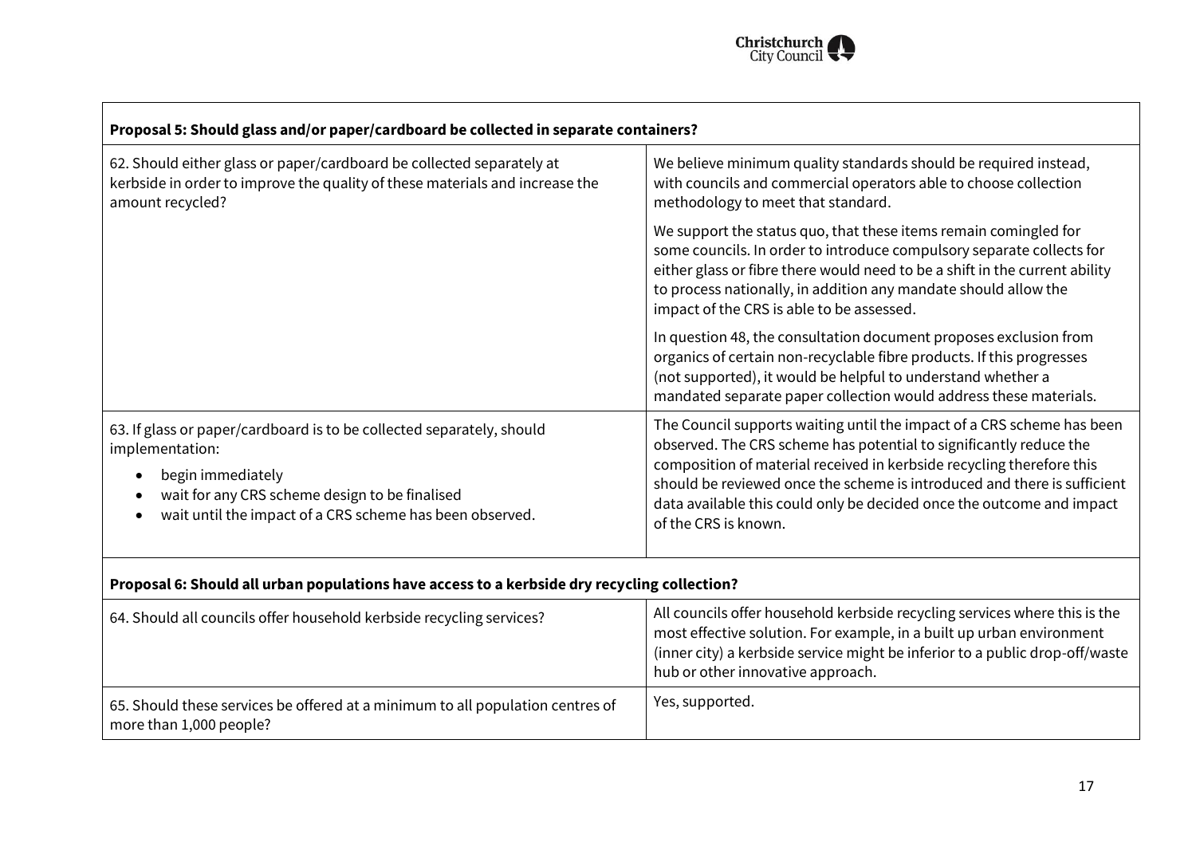| **Proposal 5: Should glass and/or paper/cardboard be collected in separate containers?** | |
|---|---|
| 62. Should either glass or paper/cardboard be collected separately at kerbside in order to improve the quality of these materials and increase the amount recycled? | We believe minimum quality standards should be required instead, with councils and commercial operators able to choose collection methodology to meet that standard.<br><br>We support the status quo, that these items remain comingled for some councils. In order to introduce compulsory separate collects for either glass or fibre there would need to be a shift in the current ability to process nationally, in addition any mandate should allow the impact of the CRS is able to be assessed.<br><br>In question 48, the consultation document proposes exclusion from organics of certain non-recyclable fibre products. If this progresses (not supported), it would be helpful to understand whether a mandated separate paper collection would address these materials. |
| 63. If glass or paper/cardboard is to be collected separately, should implementation:<br>• begin immediately<br>• wait for any CRS scheme design to be finalised<br>• wait until the impact of a CRS scheme has been observed. | The Council supports waiting until the impact of a CRS scheme has been observed. The CRS scheme has potential to significantly reduce the composition of material received in kerbside recycling therefore this should be reviewed once the scheme is introduced and there is sufficient data available this could only be decided once the outcome and impact of the CRS is known. |
| **Proposal 6: Should all urban populations have access to a kerbside dry recycling collection?** | |
| 64. Should all councils offer household kerbside recycling services? | All councils offer household kerbside recycling services where this is the most effective solution. For example, in a built up urban environment (inner city) a kerbside service might be inferior to a public drop-off/waste hub or other innovative approach. |
| 65. Should these services be offered at a minimum to all population centres of more than 1,000 people? | Yes, supported. |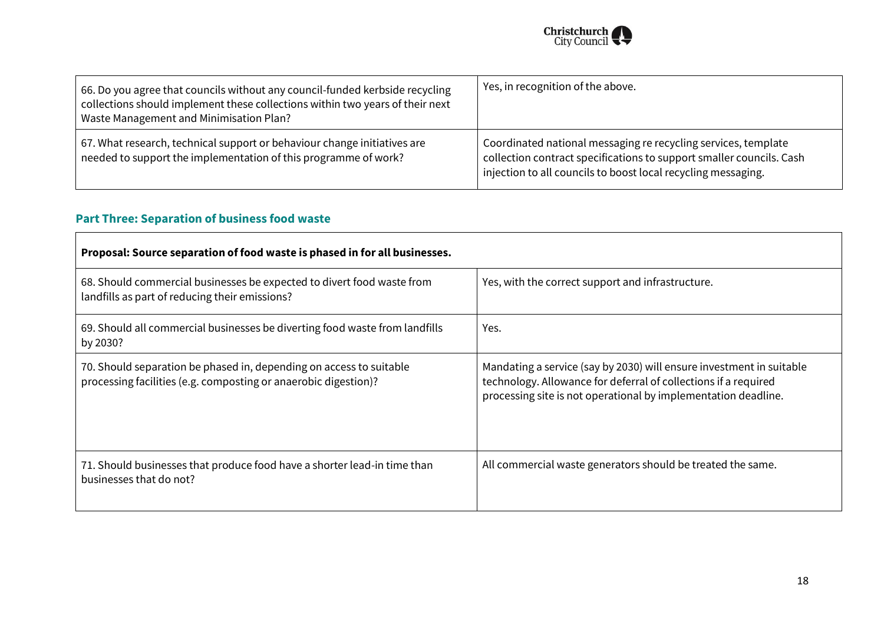| | |
|---|---|
| 66. Do you agree that councils without any council-funded kerbside recycling collections should implement these collections within two years of their next Waste Management and Minimisation Plan? | Yes, in recognition of the above. |
| 67. What research, technical support or behaviour change initiatives are needed to support the implementation of this programme of work? | Coordinated national messaging re recycling services, template collection contract specifications to support smaller councils. Cash injection to all councils to boost local recycling messaging. |

## Part Three: Separation of business food waste

| **Proposal: Source separation of food waste is phased in for all businesses.** | |
|---|---|
| 68. Should commercial businesses be expected to divert food waste from landfills as part of reducing their emissions? | Yes, with the correct support and infrastructure. |
| 69. Should all commercial businesses be diverting food waste from landfills by 2030? | Yes. |
| 70. Should separation be phased in, depending on access to suitable processing facilities (e.g. composting or anaerobic digestion)? | Mandating a service (say by 2030) will ensure investment in suitable technology. Allowance for deferral of collections if a required processing site is not operational by implementation deadline. |
| 71. Should businesses that produce food have a shorter lead-in time than businesses that do not? | All commercial waste generators should be treated the same. |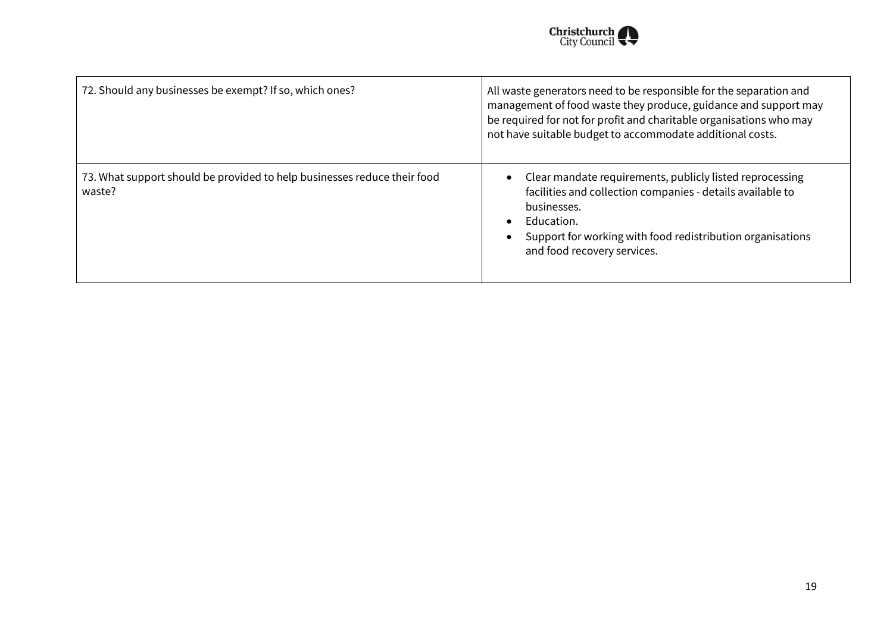| | |
|---|---|
| 72. Should any businesses be exempt? If so, which ones? | All waste generators need to be responsible for the separation and management of food waste they produce, guidance and support may be required for not for profit and charitable organisations who may not have suitable budget to accommodate additional costs. |
| 73. What support should be provided to help businesses reduce their food waste? | • Clear mandate requirements, publicly listed reprocessing facilities and collection companies - details available to businesses.<br>• Education.<br>• Support for working with food redistribution organisations and food recovery services. |